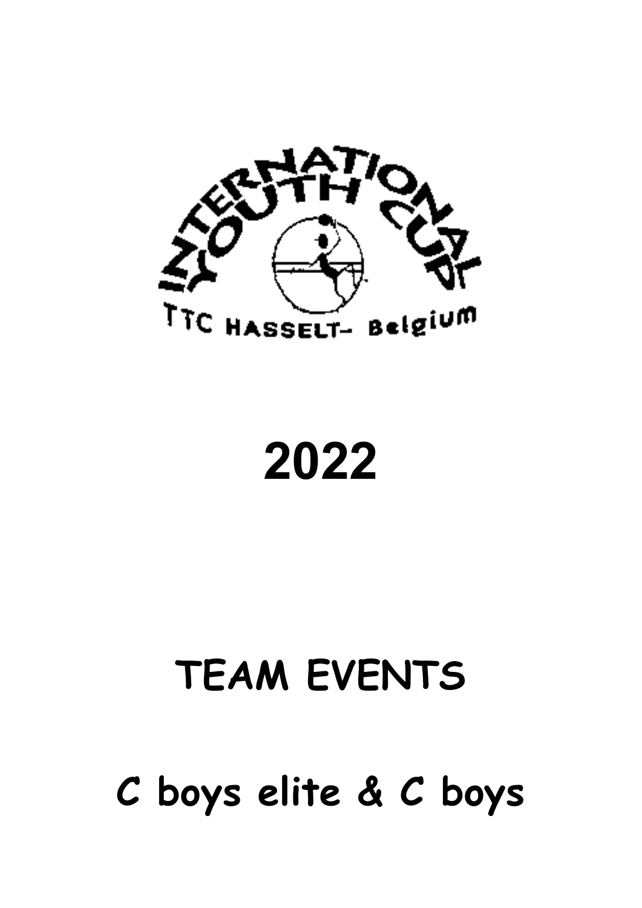INTERNATIONAL YOUTH CUP

TTC HASSELT- Belgium

# 2022

# TEAM EVENTS

# C boys elite & C boys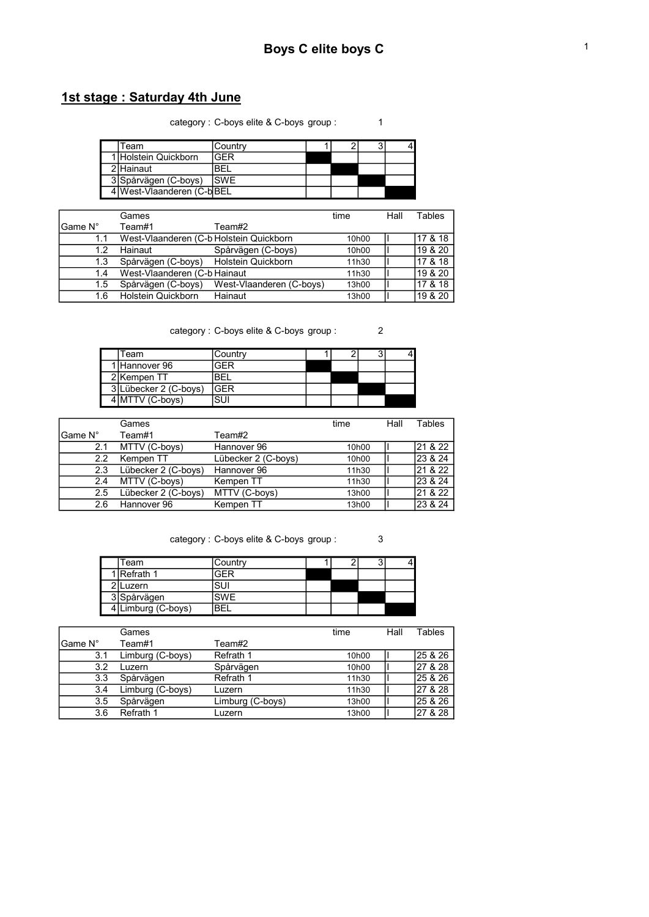# Boys C elite boys C

## 1st stage : Saturday 4th June

category : C-boys elite & C-boys group : 1

| | Team | Country | 1 | 2 | 3 | 4 |
|---|---|---|---|---|---|---|
| 1 | Holstein Quickborn | GER | | | | |
| 2 | Hainaut | BEL | | | | |
| 3 | Spårvägen (C-boys) | SWE | | | | |
| 4 | West-Vlaanderen (C-b | BEL | | | | |

| Game N° | Games<br>Team#1 | Team#2 | time | Hall | Tables |
|---|---|---|---|---|---|
| 1.1 | West-Vlaanderen (C-b | Holstein Quickborn | 10h00 | I | 17 & 18 |
| 1.2 | Hainaut | Spårvägen (C-boys) | 10h00 | I | 19 & 20 |
| 1.3 | Spårvägen (C-boys) | Holstein Quickborn | 11h30 | I | 17 & 18 |
| 1.4 | West-Vlaanderen (C-b | Hainaut | 11h30 | I | 19 & 20 |
| 1.5 | Spårvägen (C-boys) | West-Vlaanderen (C-boys) | 13h00 | I | 17 & 18 |
| 1.6 | Holstein Quickborn | Hainaut | 13h00 | I | 19 & 20 |

category : C-boys elite & C-boys group : 2

| | Team | Country | 1 | 2 | 3 | 4 |
|---|---|---|---|---|---|---|
| 1 | Hannover 96 | GER | | | | |
| 2 | Kempen TT | BEL | | | | |
| 3 | Lübecker 2 (C-boys) | GER | | | | |
| 4 | MTTV (C-boys) | SUI | | | | |

| Game N° | Games<br>Team#1 | Team#2 | time | Hall | Tables |
|---|---|---|---|---|---|
| 2.1 | MTTV (C-boys) | Hannover 96 | 10h00 | I | 21 & 22 |
| 2.2 | Kempen TT | Lübecker 2 (C-boys) | 10h00 | I | 23 & 24 |
| 2.3 | Lübecker 2 (C-boys) | Hannover 96 | 11h30 | I | 21 & 22 |
| 2.4 | MTTV (C-boys) | Kempen TT | 11h30 | I | 23 & 24 |
| 2.5 | Lübecker 2 (C-boys) | MTTV (C-boys) | 13h00 | I | 21 & 22 |
| 2.6 | Hannover 96 | Kempen TT | 13h00 | I | 23 & 24 |

category : C-boys elite & C-boys group : 3

| | Team | Country | 1 | 2 | 3 | 4 |
|---|---|---|---|---|---|---|
| 1 | Refrath 1 | GER | | | | |
| 2 | Luzern | SUI | | | | |
| 3 | Spårvägen | SWE | | | | |
| 4 | Limburg (C-boys) | BEL | | | | |

| Game N° | Games<br>Team#1 | Team#2 | time | Hall | Tables |
|---|---|---|---|---|---|
| 3.1 | Limburg (C-boys) | Refrath 1 | 10h00 | I | 25 & 26 |
| 3.2 | Luzern | Spårvägen | 10h00 | I | 27 & 28 |
| 3.3 | Spårvägen | Refrath 1 | 11h30 | I | 25 & 26 |
| 3.4 | Limburg (C-boys) | Luzern | 11h30 | I | 27 & 28 |
| 3.5 | Spårvägen | Limburg (C-boys) | 13h00 | I | 25 & 26 |
| 3.6 | Refrath 1 | Luzern | 13h00 | I | 27 & 28 |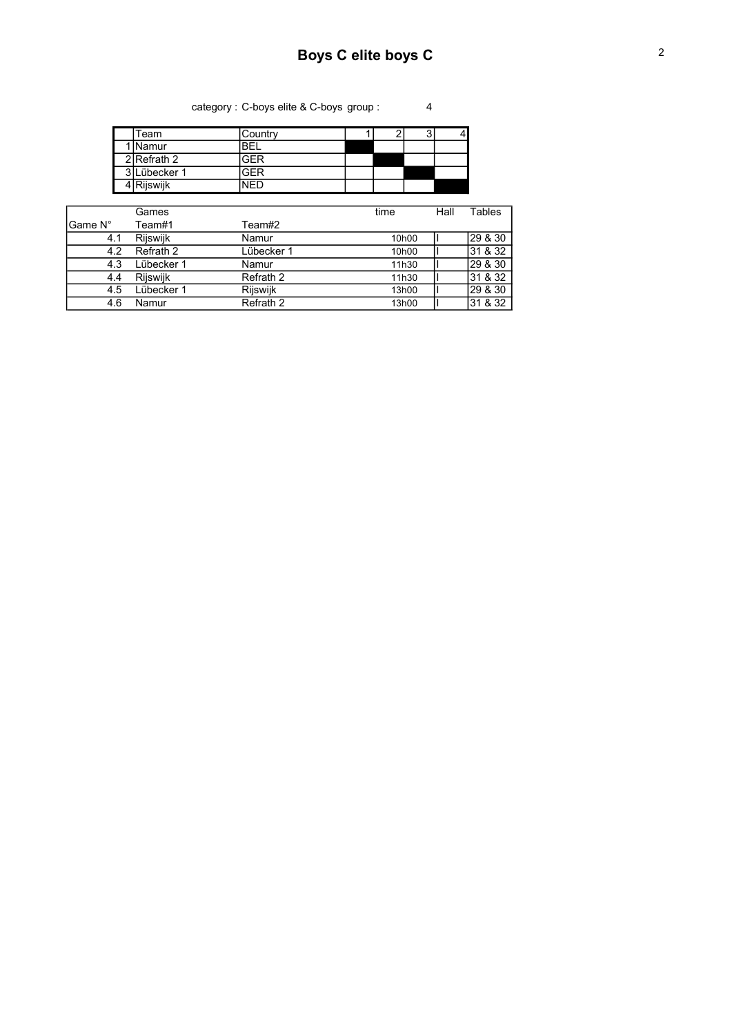# Boys C elite boys C

category : C-boys elite & C-boys group : 4

| | Team | Country | 1 | 2 | 3 | 4 |
|---|---|---|---|---|---|---|
| 1 | Namur | BEL | | | | |
| 2 | Refrath 2 | GER | | | | |
| 3 | Lübecker 1 | GER | | | | |
| 4 | Rijswijk | NED | | | | |

| Game N° | Games Team#1 | Team#2 | time | Hall | Tables |
|---|---|---|---|---|---|
| 4.1 | Rijswijk | Namur | 10h00 | I | 29 & 30 |
| 4.2 | Refrath 2 | Lübecker 1 | 10h00 | I | 31 & 32 |
| 4.3 | Lübecker 1 | Namur | 11h30 | I | 29 & 30 |
| 4.4 | Rijswijk | Refrath 2 | 11h30 | I | 31 & 32 |
| 4.5 | Lübecker 1 | Rijswijk | 13h00 | I | 29 & 30 |
| 4.6 | Namur | Refrath 2 | 13h00 | I | 31 & 32 |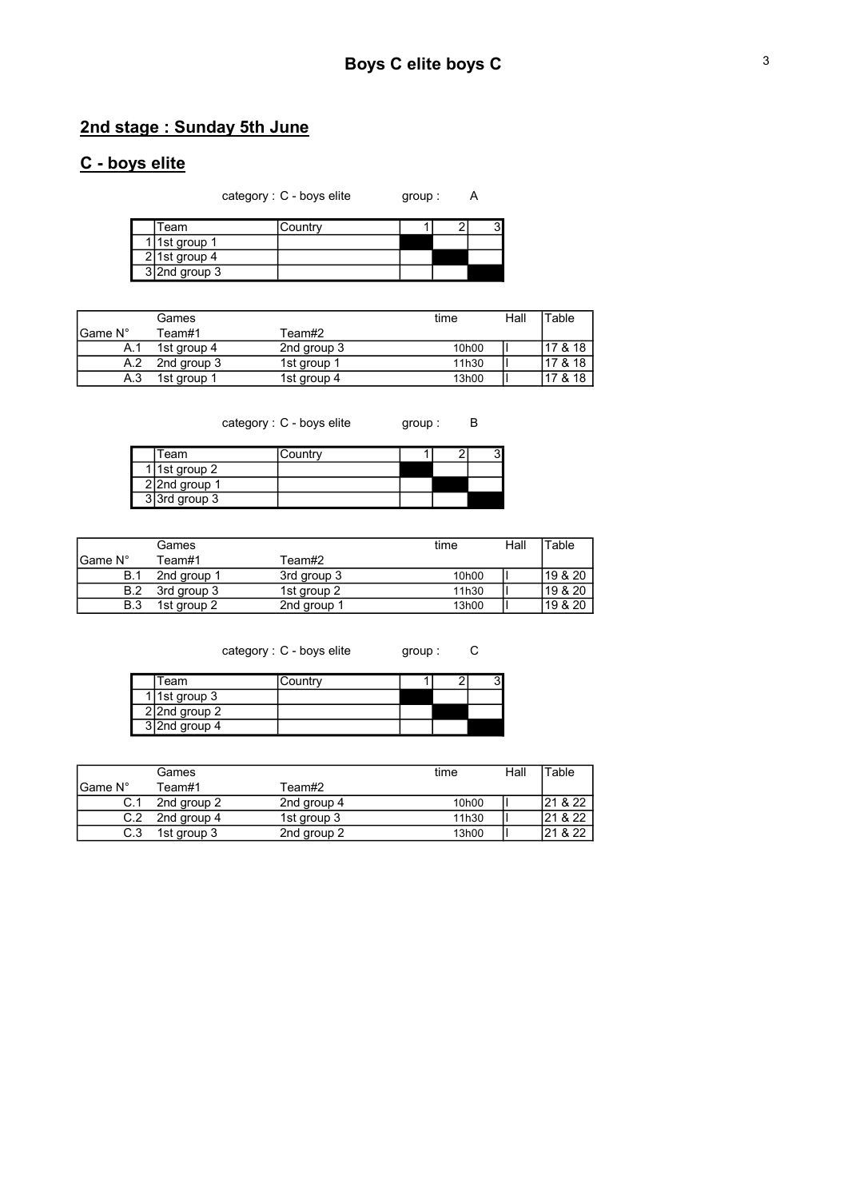# Boys C elite boys C

## 2nd stage : Sunday 5th June

## C - boys elite

category : C - boys elite group : A

| | Team | Country | 1 | 2 | 3 |
|---|---|---|---|---|---|
| 1 | 1st group 1 | | | | |
| 2 | 1st group 4 | | | | |
| 3 | 2nd group 3 | | | | |

| Game N° | Games Team#1 | Team#2 | time | Hall | Table |
|---|---|---|---|---|---|
| A.1 | 1st group 4 | 2nd group 3 | 10h00 | I | 17 & 18 |
| A.2 | 2nd group 3 | 1st group 1 | 11h30 | I | 17 & 18 |
| A.3 | 1st group 1 | 1st group 4 | 13h00 | I | 17 & 18 |

category : C - boys elite group : B

| | Team | Country | 1 | 2 | 3 |
|---|---|---|---|---|---|
| 1 | 1st group 2 | | | | |
| 2 | 2nd group 1 | | | | |
| 3 | 3rd group 3 | | | | |

| Game N° | Games Team#1 | Team#2 | time | Hall | Table |
|---|---|---|---|---|---|
| B.1 | 2nd group 1 | 3rd group 3 | 10h00 | I | 19 & 20 |
| B.2 | 3rd group 3 | 1st group 2 | 11h30 | I | 19 & 20 |
| B.3 | 1st group 2 | 2nd group 1 | 13h00 | I | 19 & 20 |

category : C - boys elite group : C

| | Team | Country | 1 | 2 | 3 |
|---|---|---|---|---|---|
| 1 | 1st group 3 | | | | |
| 2 | 2nd group 2 | | | | |
| 3 | 2nd group 4 | | | | |

| Game N° | Games Team#1 | Team#2 | time | Hall | Table |
|---|---|---|---|---|---|
| C.1 | 2nd group 2 | 2nd group 4 | 10h00 | I | 21 & 22 |
| C.2 | 2nd group 4 | 1st group 3 | 11h30 | I | 21 & 22 |
| C.3 | 1st group 3 | 2nd group 2 | 13h00 | I | 21 & 22 |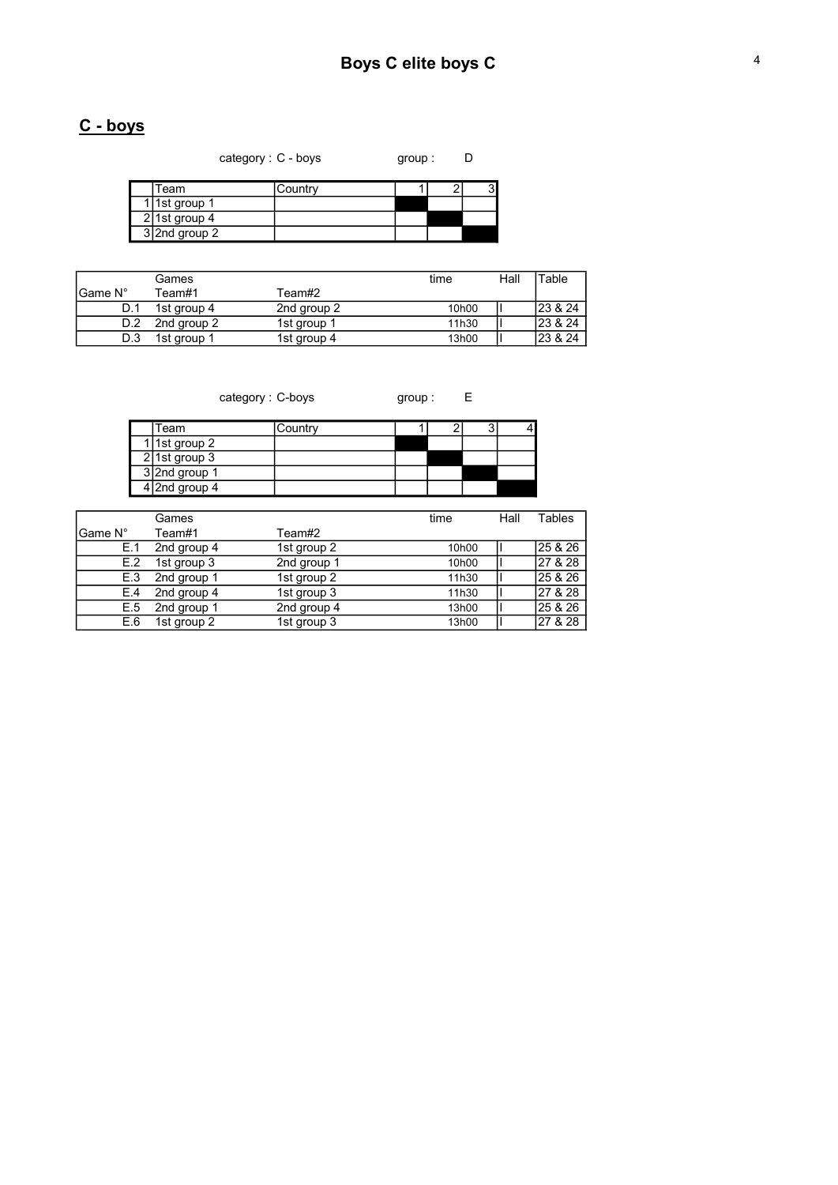# Boys C elite boys C

## C - boys

category : C - boys group : D

| | Team | Country | 1 | 2 | 3 |
|---|---|---|---|---|---|
| 1 | 1st group 1 | | | | |
| 2 | 1st group 4 | | | | |
| 3 | 2nd group 2 | | | | |

| Game N° | Games Team#1 | Team#2 | time | Hall | Table |
|---|---|---|---|---|---|
| D.1 | 1st group 4 | 2nd group 2 | 10h00 | I | 23 & 24 |
| D.2 | 2nd group 2 | 1st group 1 | 11h30 | I | 23 & 24 |
| D.3 | 1st group 1 | 1st group 4 | 13h00 | I | 23 & 24 |

category : C-boys group : E

| | Team | Country | 1 | 2 | 3 | 4 |
|---|---|---|---|---|---|---|
| 1 | 1st group 2 | | | | | |
| 2 | 1st group 3 | | | | | |
| 3 | 2nd group 1 | | | | | |
| 4 | 2nd group 4 | | | | | |

| Game N° | Games Team#1 | Team#2 | time | Hall | Tables |
|---|---|---|---|---|---|
| E.1 | 2nd group 4 | 1st group 2 | 10h00 | I | 25 & 26 |
| E.2 | 1st group 3 | 2nd group 1 | 10h00 | I | 27 & 28 |
| E.3 | 2nd group 1 | 1st group 2 | 11h30 | I | 25 & 26 |
| E.4 | 2nd group 4 | 1st group 3 | 11h30 | I | 27 & 28 |
| E.5 | 2nd group 1 | 2nd group 4 | 13h00 | I | 25 & 26 |
| E.6 | 1st group 2 | 1st group 3 | 13h00 | I | 27 & 28 |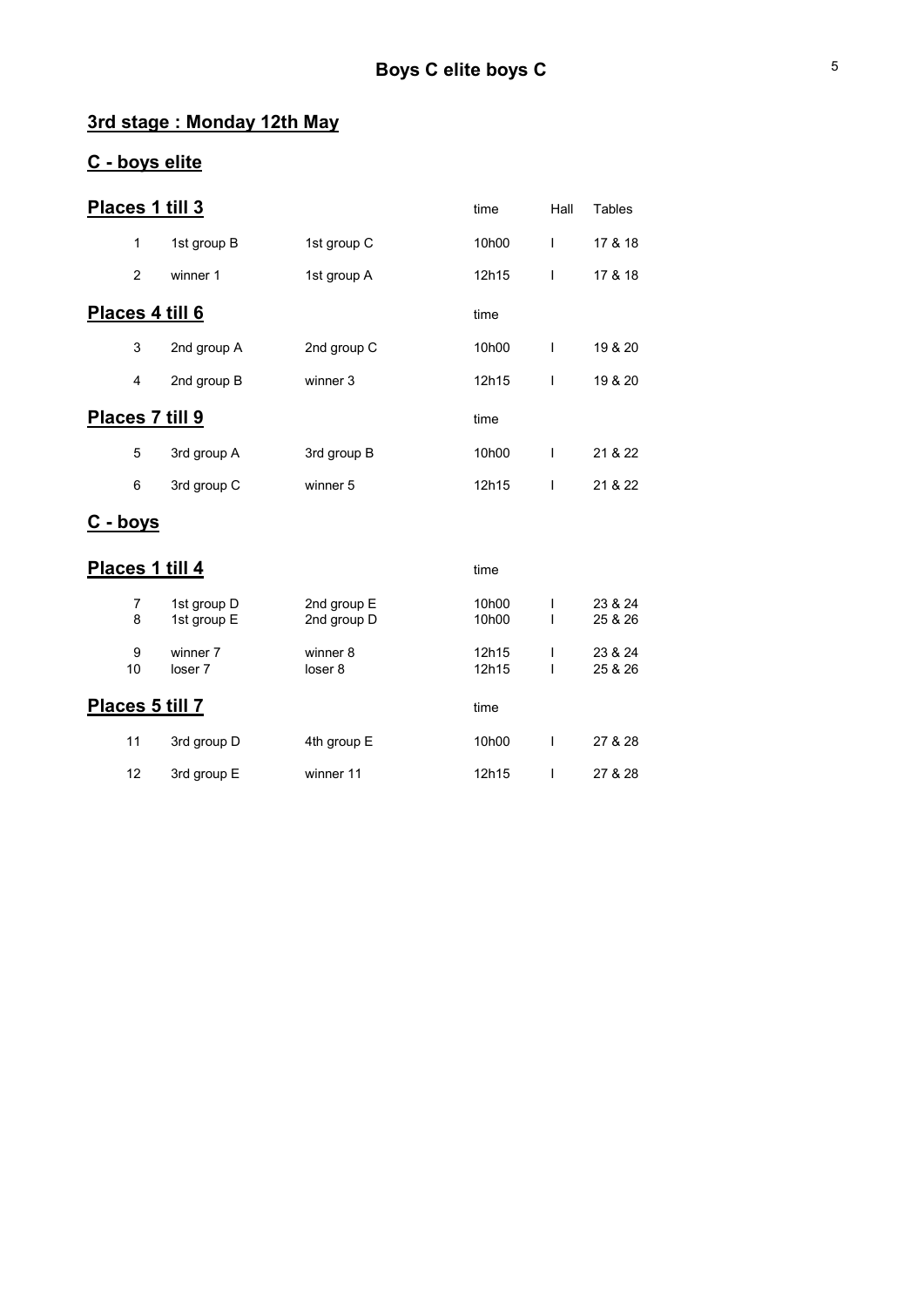# Boys C elite boys C

## 3rd stage : Monday 12th May

## C - boys elite

### Places 1 till 3

| | | | time | Hall | Tables |
|---|---|---|---|---|---|
| 1 | 1st group B | 1st group C | 10h00 | I | 17 & 18 |
| 2 | winner 1 | 1st group A | 12h15 | I | 17 & 18 |

### Places 4 till 6

| | | | time | Hall | Tables |
|---|---|---|---|---|---|
| 3 | 2nd group A | 2nd group C | 10h00 | I | 19 & 20 |
| 4 | 2nd group B | winner 3 | 12h15 | I | 19 & 20 |

### Places 7 till 9

| | | | time | Hall | Tables |
|---|---|---|---|---|---|
| 5 | 3rd group A | 3rd group B | 10h00 | I | 21 & 22 |
| 6 | 3rd group C | winner 5 | 12h15 | I | 21 & 22 |

## C - boys

### Places 1 till 4

| | | | time | Hall | Tables |
|---|---|---|---|---|---|
| 7 | 1st group D | 2nd group E | 10h00 | I | 23 & 24 |
| 8 | 1st group E | 2nd group D | 10h00 | I | 25 & 26 |
| 9 | winner 7 | winner 8 | 12h15 | I | 23 & 24 |
| 10 | loser 7 | loser 8 | 12h15 | I | 25 & 26 |

### Places 5 till 7

| | | | time | Hall | Tables |
|---|---|---|---|---|---|
| 11 | 3rd group D | 4th group E | 10h00 | I | 27 & 28 |
| 12 | 3rd group E | winner 11 | 12h15 | I | 27 & 28 |